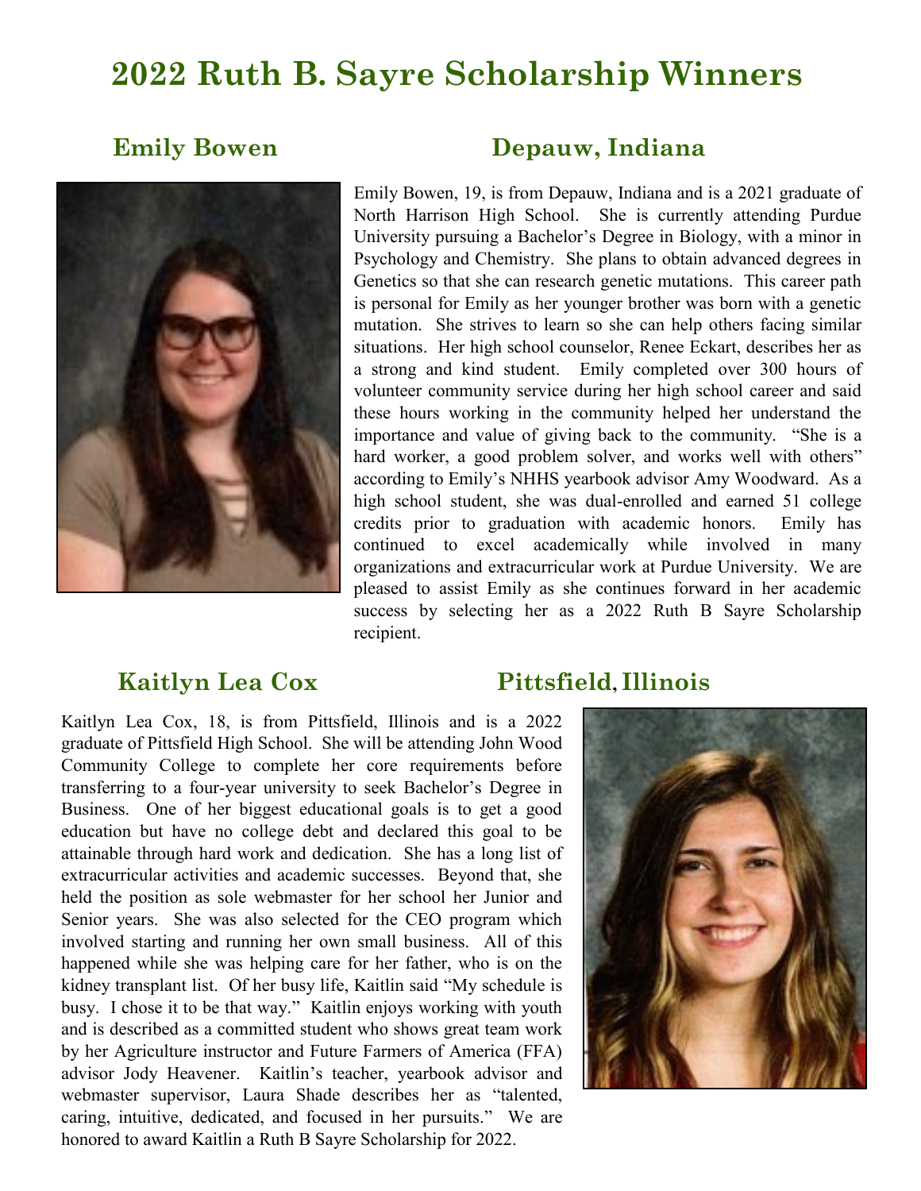# 2022 Ruth B. Sayre Scholarship Winners

## Emily Bowen — Depauw, Indiana

Emily Bowen, 19, is from Depauw, Indiana and is a 2021 graduate of North Harrison High School. She is currently attending Purdue University pursuing a Bachelor's Degree in Biology, with a minor in Psychology and Chemistry. She plans to obtain advanced degrees in Genetics so that she can research genetic mutations. This career path is personal for Emily as her younger brother was born with a genetic mutation. She strives to learn so she can help others facing similar situations. Her high school counselor, Renee Eckart, describes her as a strong and kind student. Emily completed over 300 hours of volunteer community service during her high school career and said these hours working in the community helped her understand the importance and value of giving back to the community. "She is a hard worker, a good problem solver, and works well with others" according to Emily's NHHS yearbook advisor Amy Woodward. As a high school student, she was dual-enrolled and earned 51 college credits prior to graduation with academic honors. Emily has continued to excel academically while involved in many organizations and extracurricular work at Purdue University. We are pleased to assist Emily as she continues forward in her academic success by selecting her as a 2022 Ruth B Sayre Scholarship recipient.

## Kaitlyn Lea Cox — Pittsfield, Illinois

Kaitlyn Lea Cox, 18, is from Pittsfield, Illinois and is a 2022 graduate of Pittsfield High School. She will be attending John Wood Community College to complete her core requirements before transferring to a four-year university to seek Bachelor's Degree in Business. One of her biggest educational goals is to get a good education but have no college debt and declared this goal to be attainable through hard work and dedication. She has a long list of extracurricular activities and academic successes. Beyond that, she held the position as sole webmaster for her school her Junior and Senior years. She was also selected for the CEO program which involved starting and running her own small business. All of this happened while she was helping care for her father, who is on the kidney transplant list. Of her busy life, Kaitlin said "My schedule is busy. I chose it to be that way." Kaitlin enjoys working with youth and is described as a committed student who shows great team work by her Agriculture instructor and Future Farmers of America (FFA) advisor Jody Heavener. Kaitlin's teacher, yearbook advisor and webmaster supervisor, Laura Shade describes her as "talented, caring, intuitive, dedicated, and focused in her pursuits." We are honored to award Kaitlin a Ruth B Sayre Scholarship for 2022.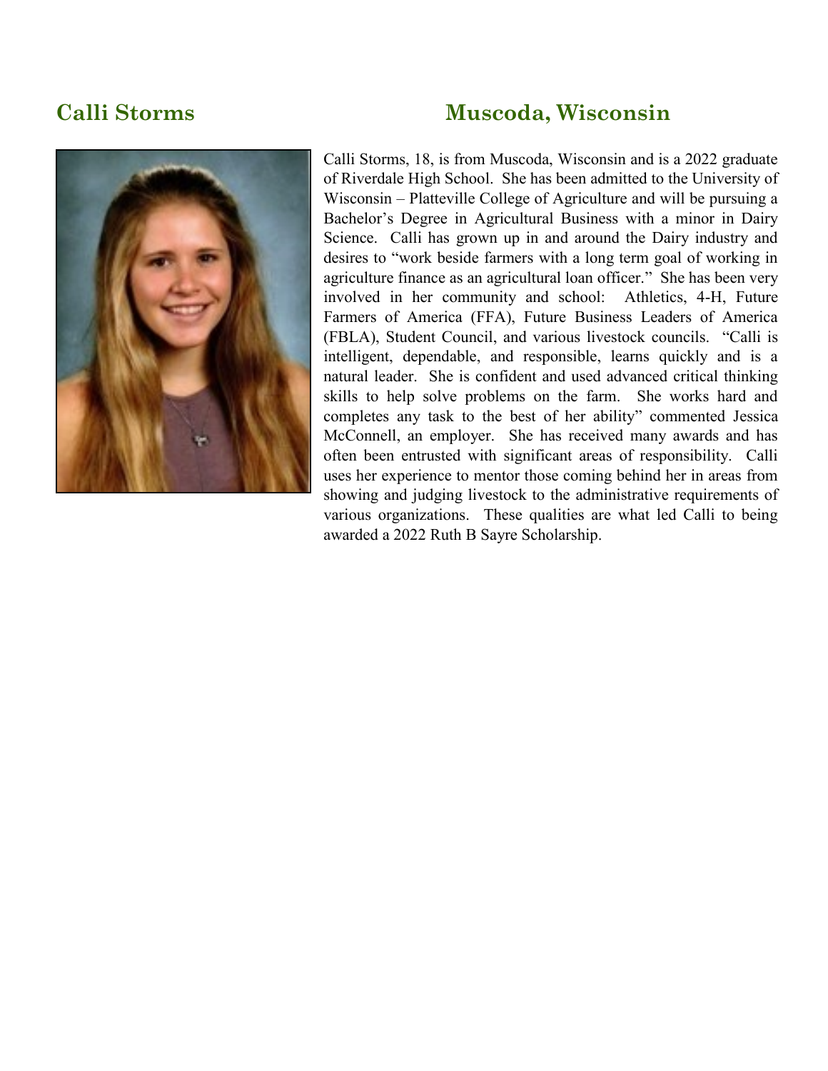## Calli Storms

## Muscoda, Wisconsin

Calli Storms, 18, is from Muscoda, Wisconsin and is a 2022 graduate of Riverdale High School. She has been admitted to the University of Wisconsin – Platteville College of Agriculture and will be pursuing a Bachelor's Degree in Agricultural Business with a minor in Dairy Science. Calli has grown up in and around the Dairy industry and desires to "work beside farmers with a long term goal of working in agriculture finance as an agricultural loan officer." She has been very involved in her community and school: Athletics, 4-H, Future Farmers of America (FFA), Future Business Leaders of America (FBLA), Student Council, and various livestock councils. "Calli is intelligent, dependable, and responsible, learns quickly and is a natural leader. She is confident and used advanced critical thinking skills to help solve problems on the farm. She works hard and completes any task to the best of her ability" commented Jessica McConnell, an employer. She has received many awards and has often been entrusted with significant areas of responsibility. Calli uses her experience to mentor those coming behind her in areas from showing and judging livestock to the administrative requirements of various organizations. These qualities are what led Calli to being awarded a 2022 Ruth B Sayre Scholarship.